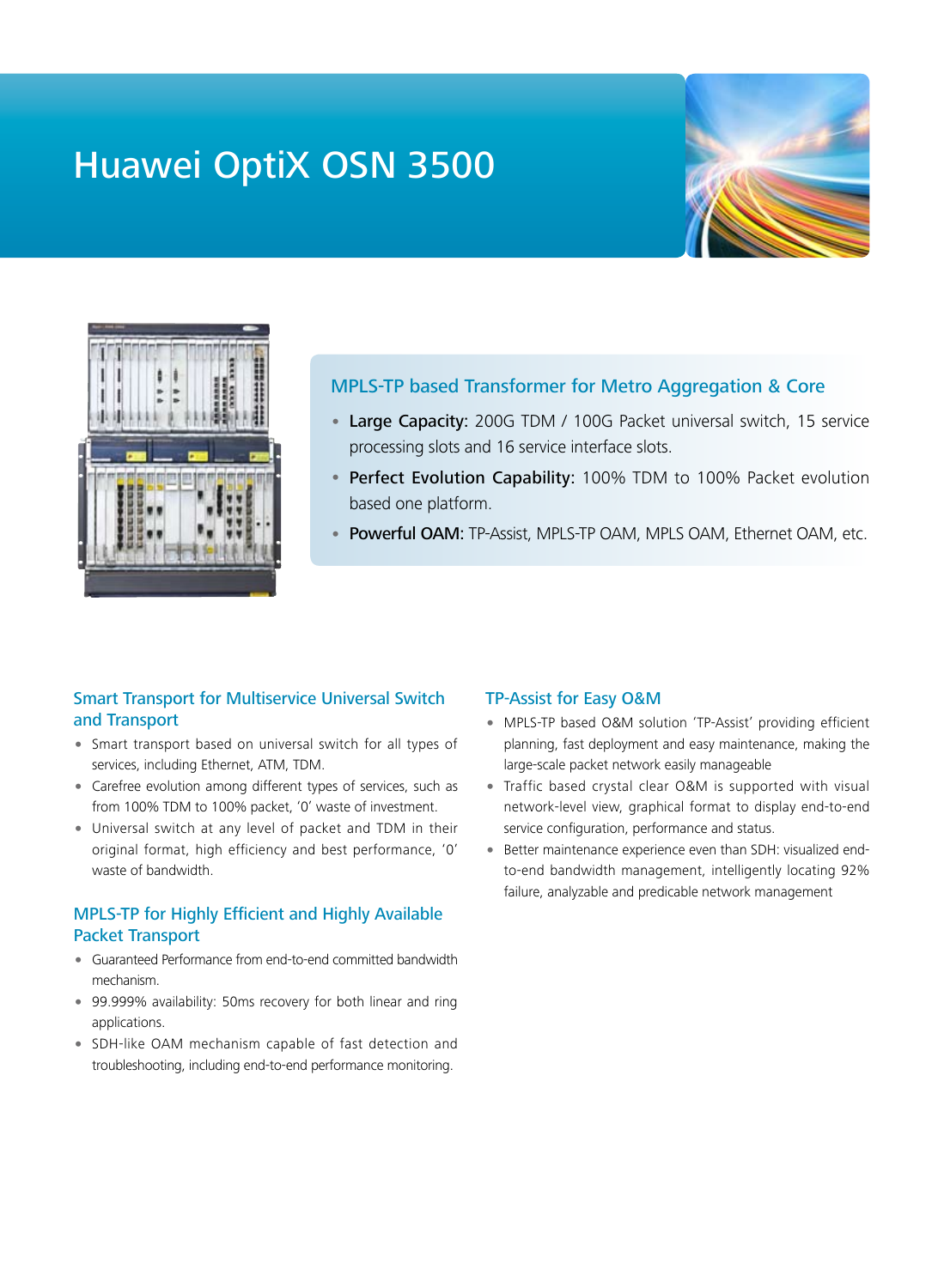# Huawei OptiX OSN 3500

## MPLS-TP based Transformer for Metro Aggregation & Core

- **Large Capacity:** 200G TDM / 100G Packet universal switch, 15 service processing slots and 16 service interface slots.
- **Perfect Evolution Capability:** 100% TDM to 100% Packet evolution based one platform.
- **Powerful OAM:** TP-Assist, MPLS-TP OAM, MPLS OAM, Ethernet OAM, etc.

### Smart Transport for Multiservice Universal Switch and Transport

- Smart transport based on universal switch for all types of services, including Ethernet, ATM, TDM.
- Carefree evolution among different types of services, such as from 100% TDM to 100% packet, '0' waste of investment.
- Universal switch at any level of packet and TDM in their original format, high efficiency and best performance, '0' waste of bandwidth.

### MPLS-TP for Highly Efficient and Highly Available Packet Transport

- Guaranteed Performance from end-to-end committed bandwidth mechanism.
- 99.999% availability: 50ms recovery for both linear and ring applications.
- SDH-like OAM mechanism capable of fast detection and troubleshooting, including end-to-end performance monitoring.

### TP-Assist for Easy O&M

- MPLS-TP based O&M solution 'TP-Assist' providing efficient planning, fast deployment and easy maintenance, making the large-scale packet network easily manageable
- Traffic based crystal clear O&M is supported with visual network-level view, graphical format to display end-to-end service configuration, performance and status.
- Better maintenance experience even than SDH: visualized end-to-end bandwidth management, intelligently locating 92% failure, analyzable and predicable network management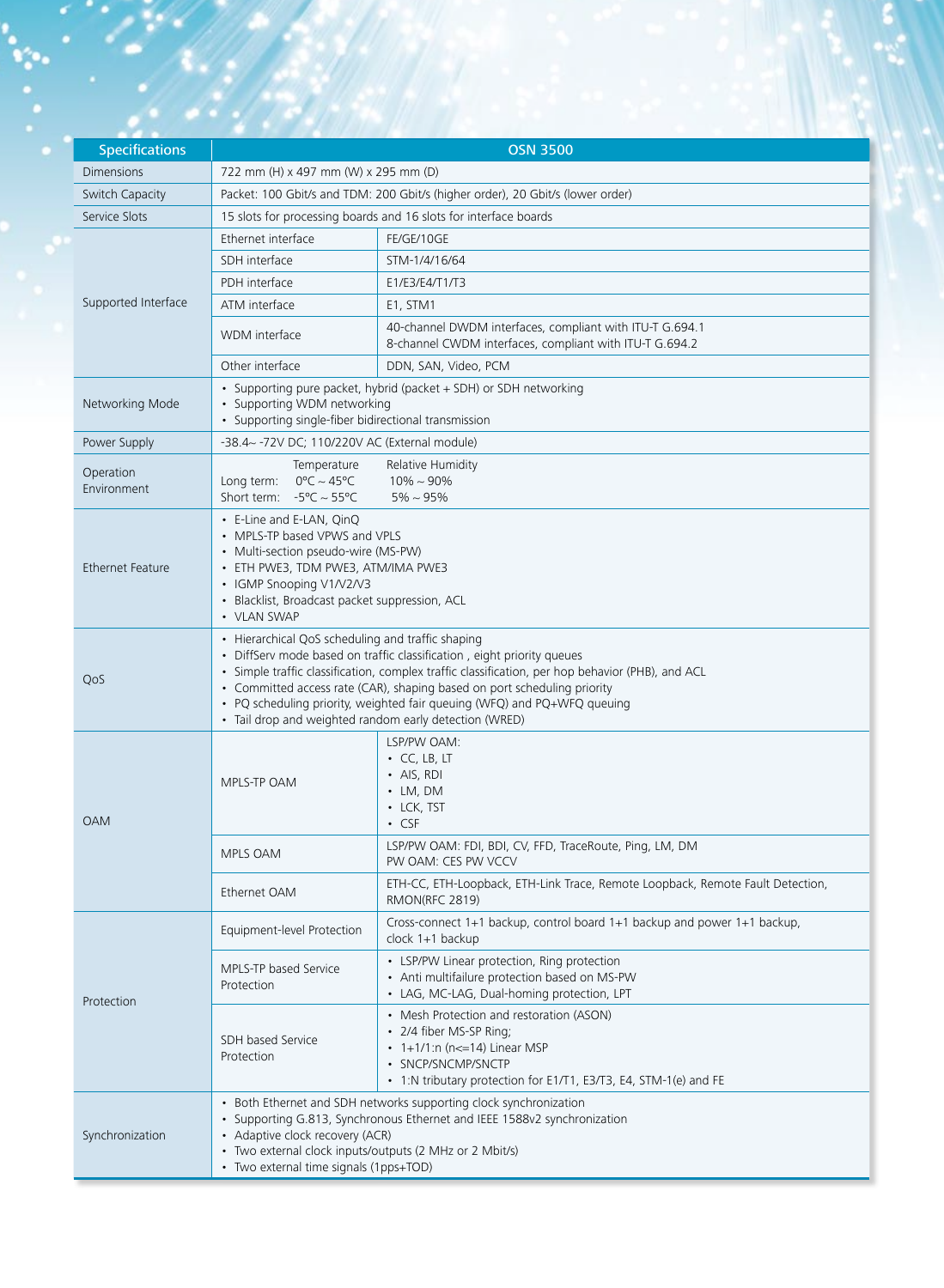| Specifications | OSN 3500 | |
|---|---|---|
| Dimensions | 722 mm (H) x 497 mm (W) x 295 mm (D) | |
| Switch Capacity | Packet: 100 Gbit/s and TDM: 200 Gbit/s (higher order), 20 Gbit/s (lower order) | |
| Service Slots | 15 slots for processing boards and 16 slots for interface boards | |
| Supported Interface | Ethernet interface | FE/GE/10GE |
| | SDH interface | STM-1/4/16/64 |
| | PDH interface | E1/E3/E4/T1/T3 |
| | ATM interface | E1, STM1 |
| | WDM interface | 40-channel DWDM interfaces, compliant with ITU-T G.694.1<br>8-channel CWDM interfaces, compliant with ITU-T G.694.2 |
| | Other interface | DDN, SAN, Video, PCM |
| Networking Mode | • Supporting pure packet, hybrid (packet + SDH) or SDH networking<br>• Supporting WDM networking<br>• Supporting single-fiber bidirectional transmission | |
| Power Supply | -38.4~ -72V DC; 110/220V AC (External module) | |
| Operation Environment | Temperature / Relative Humidity<br>Long term: 0°C ~ 45°C / 10% ~ 90%<br>Short term: -5°C ~ 55°C / 5% ~ 95% | |
| Ethernet Feature | • E-Line and E-LAN, QinQ<br>• MPLS-TP based VPWS and VPLS<br>• Multi-section pseudo-wire (MS-PW)<br>• ETH PWE3, TDM PWE3, ATM/IMA PWE3<br>• IGMP Snooping V1/V2/V3<br>• Blacklist, Broadcast packet suppression, ACL<br>• VLAN SWAP | |
| QoS | • Hierarchical QoS scheduling and traffic shaping<br>• DiffServ mode based on traffic classification , eight priority queues<br>• Simple traffic classification, complex traffic classification, per hop behavior (PHB), and ACL<br>• Committed access rate (CAR), shaping based on port scheduling priority<br>• PQ scheduling priority, weighted fair queuing (WFQ) and PQ+WFQ queuing<br>• Tail drop and weighted random early detection (WRED) | |
| OAM | MPLS-TP OAM | LSP/PW OAM:<br>• CC, LB, LT<br>• AIS, RDI<br>• LM, DM<br>• LCK, TST<br>• CSF |
| | MPLS OAM | LSP/PW OAM: FDI, BDI, CV, FFD, TraceRoute, Ping, LM, DM<br>PW OAM: CES PW VCCV |
| | Ethernet OAM | ETH-CC, ETH-Loopback, ETH-Link Trace, Remote Loopback, Remote Fault Detection, RMON(RFC 2819) |
| Protection | Equipment-level Protection | Cross-connect 1+1 backup, control board 1+1 backup and power 1+1 backup, clock 1+1 backup |
| | MPLS-TP based Service Protection | • LSP/PW Linear protection, Ring protection<br>• Anti multifailure protection based on MS-PW<br>• LAG, MC-LAG, Dual-homing protection, LPT |
| | SDH based Service Protection | • Mesh Protection and restoration (ASON)<br>• 2/4 fiber MS-SP Ring;<br>• 1+1/1:n (n<=14) Linear MSP<br>• SNCP/SNCMP/SNCTP<br>• 1:N tributary protection for E1/T1, E3/T3, E4, STM-1(e) and FE |
| Synchronization | • Both Ethernet and SDH networks supporting clock synchronization<br>• Supporting G.813, Synchronous Ethernet and IEEE 1588v2 synchronization<br>• Adaptive clock recovery (ACR)<br>• Two external clock inputs/outputs (2 MHz or 2 Mbit/s)<br>• Two external time signals (1pps+TOD) | |